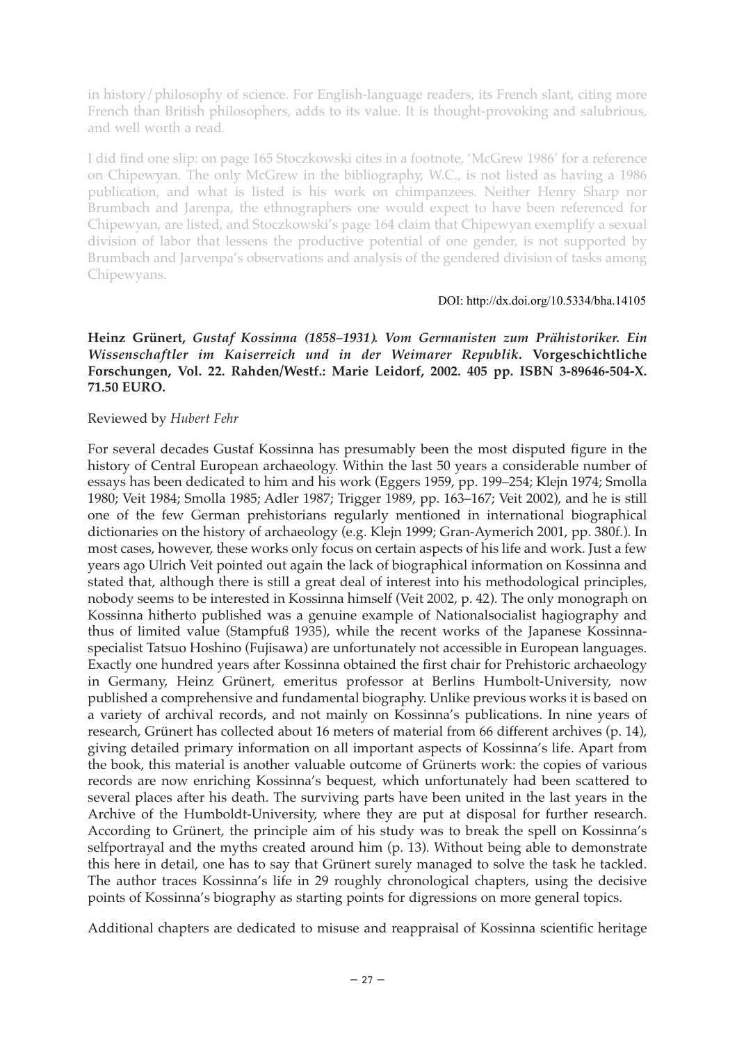in history/philosophy of science. For English-language readers, its French slant, citing more French than British philosophers, adds to its value. It is thought-provoking and salubrious, and well worth a read.

I did find one slip: on page 165 Stoczkowski cites in a footnote, 'McGrew 1986' for a reference on Chipewyan. The only McGrew in the bibliography, W.C., is not listed as having a 1986 publication, and what is listed is his work on chimpanzees. Neither Henry Sharp nor Brumbach and Jarenpa, the ethnographers one would expect to have been referenced for Chipewyan, are listed, and Stoczkowski's page 164 claim that Chipewyan exemplify a sexual division of labor that lessens the productive potential of one gender, is not supported by Brumbach and Jarvenpa's observations and analysis of the gendered division of tasks among Chipewyans.

DOI: http://dx.doi.org/10.5334/bha.14105

**Heinz Grünert, *Gustaf Kossinna (1858–1931). Vom Germanisten zum Prähistoriker. Ein Wissenschaftler im Kaiserreich und in der Weimarer Republik*. Vorgeschichtliche Forschungen, Vol. 22. Rahden/Westf.: Marie Leidorf, 2002. 405 pp. ISBN 3-89646-504-X. 71.50 EURO.**

Reviewed by *Hubert Fehr*

For several decades Gustaf Kossinna has presumably been the most disputed figure in the history of Central European archaeology. Within the last 50 years a considerable number of essays has been dedicated to him and his work (Eggers 1959, pp. 199–254; Klejn 1974; Smolla 1980; Veit 1984; Smolla 1985; Adler 1987; Trigger 1989, pp. 163–167; Veit 2002), and he is still one of the few German prehistorians regularly mentioned in international biographical dictionaries on the history of archaeology (e.g. Klejn 1999; Gran-Aymerich 2001, pp. 380f.). In most cases, however, these works only focus on certain aspects of his life and work. Just a few years ago Ulrich Veit pointed out again the lack of biographical information on Kossinna and stated that, although there is still a great deal of interest into his methodological principles, nobody seems to be interested in Kossinna himself (Veit 2002, p. 42). The only monograph on Kossinna hitherto published was a genuine example of Nationalsocialist hagiography and thus of limited value (Stampfuß 1935), while the recent works of the Japanese Kossinna-specialist Tatsuo Hoshino (Fujisawa) are unfortunately not accessible in European languages. Exactly one hundred years after Kossinna obtained the first chair for Prehistoric archaeology in Germany, Heinz Grünert, emeritus professor at Berlins Humbolt-University, now published a comprehensive and fundamental biography. Unlike previous works it is based on a variety of archival records, and not mainly on Kossinna's publications. In nine years of research, Grünert has collected about 16 meters of material from 66 different archives (p. 14), giving detailed primary information on all important aspects of Kossinna's life. Apart from the book, this material is another valuable outcome of Grünerts work: the copies of various records are now enriching Kossinna's bequest, which unfortunately had been scattered to several places after his death. The surviving parts have been united in the last years in the Archive of the Humboldt-University, where they are put at disposal for further research. According to Grünert, the principle aim of his study was to break the spell on Kossinna's selfportrayal and the myths created around him (p. 13). Without being able to demonstrate this here in detail, one has to say that Grünert surely managed to solve the task he tackled. The author traces Kossinna's life in 29 roughly chronological chapters, using the decisive points of Kossinna's biography as starting points for digressions on more general topics.

Additional chapters are dedicated to misuse and reappraisal of Kossinna scientific heritage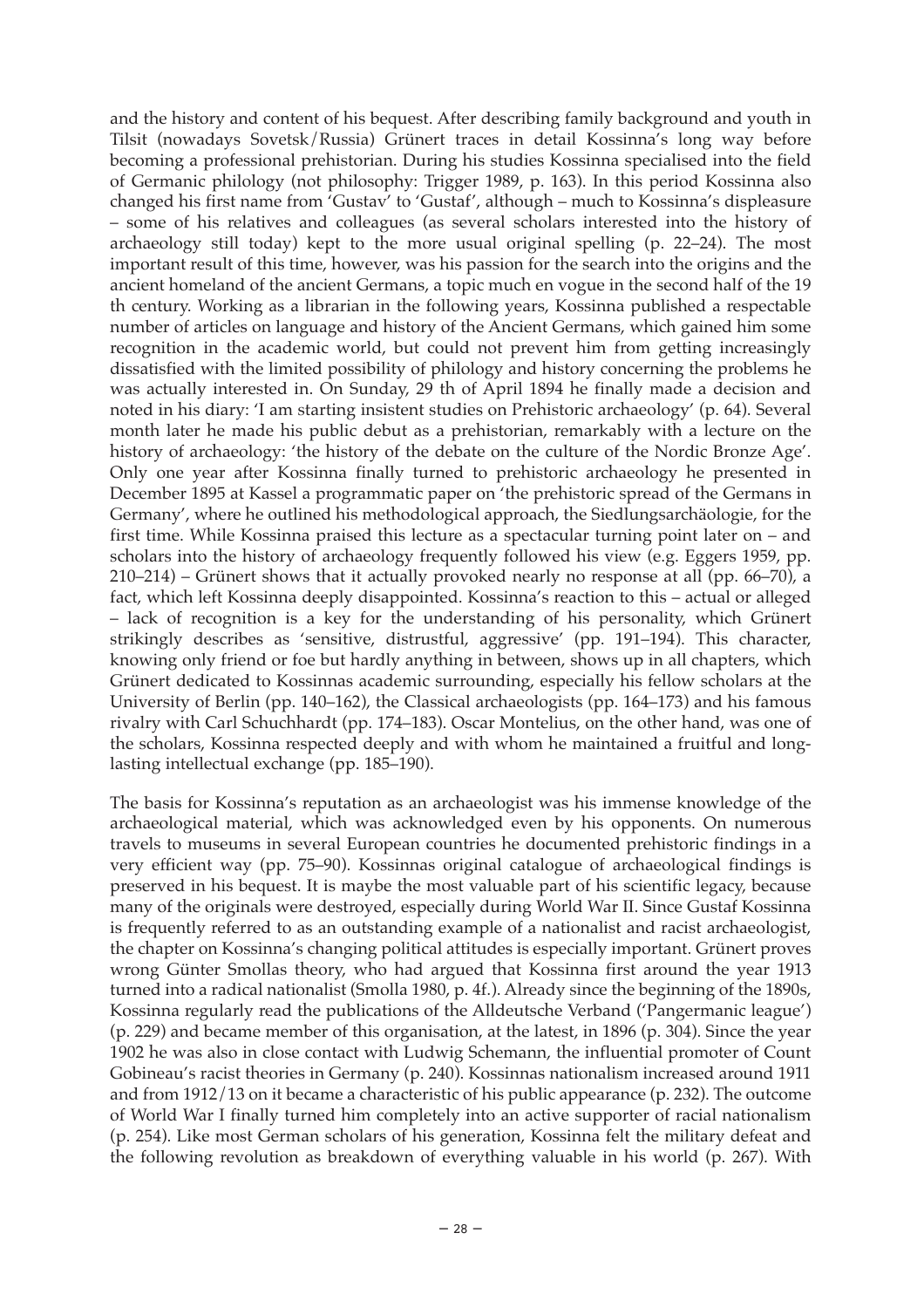and the history and content of his bequest. After describing family background and youth in Tilsit (nowadays Sovetsk/Russia) Grünert traces in detail Kossinna's long way before becoming a professional prehistorian. During his studies Kossinna specialised into the field of Germanic philology (not philosophy: Trigger 1989, p. 163). In this period Kossinna also changed his first name from 'Gustav' to 'Gustaf', although – much to Kossinna's displeasure – some of his relatives and colleagues (as several scholars interested into the history of archaeology still today) kept to the more usual original spelling (p. 22–24). The most important result of this time, however, was his passion for the search into the origins and the ancient homeland of the ancient Germans, a topic much en vogue in the second half of the 19 th century. Working as a librarian in the following years, Kossinna published a respectable number of articles on language and history of the Ancient Germans, which gained him some recognition in the academic world, but could not prevent him from getting increasingly dissatisfied with the limited possibility of philology and history concerning the problems he was actually interested in. On Sunday, 29 th of April 1894 he finally made a decision and noted in his diary: 'I am starting insistent studies on Prehistoric archaeology' (p. 64). Several month later he made his public debut as a prehistorian, remarkably with a lecture on the history of archaeology: 'the history of the debate on the culture of the Nordic Bronze Age'. Only one year after Kossinna finally turned to prehistoric archaeology he presented in December 1895 at Kassel a programmatic paper on 'the prehistoric spread of the Germans in Germany', where he outlined his methodological approach, the Siedlungsarchäologie, for the first time. While Kossinna praised this lecture as a spectacular turning point later on – and scholars into the history of archaeology frequently followed his view (e.g. Eggers 1959, pp. 210–214) – Grünert shows that it actually provoked nearly no response at all (pp. 66–70), a fact, which left Kossinna deeply disappointed. Kossinna's reaction to this – actual or alleged – lack of recognition is a key for the understanding of his personality, which Grünert strikingly describes as 'sensitive, distrustful, aggressive' (pp. 191–194). This character, knowing only friend or foe but hardly anything in between, shows up in all chapters, which Grünert dedicated to Kossinnas academic surrounding, especially his fellow scholars at the University of Berlin (pp. 140–162), the Classical archaeologists (pp. 164–173) and his famous rivalry with Carl Schuchhardt (pp. 174–183). Oscar Montelius, on the other hand, was one of the scholars, Kossinna respected deeply and with whom he maintained a fruitful and long-lasting intellectual exchange (pp. 185–190).

The basis for Kossinna's reputation as an archaeologist was his immense knowledge of the archaeological material, which was acknowledged even by his opponents. On numerous travels to museums in several European countries he documented prehistoric findings in a very efficient way (pp. 75–90). Kossinnas original catalogue of archaeological findings is preserved in his bequest. It is maybe the most valuable part of his scientific legacy, because many of the originals were destroyed, especially during World War II. Since Gustaf Kossinna is frequently referred to as an outstanding example of a nationalist and racist archaeologist, the chapter on Kossinna's changing political attitudes is especially important. Grünert proves wrong Günter Smollas theory, who had argued that Kossinna first around the year 1913 turned into a radical nationalist (Smolla 1980, p. 4f.). Already since the beginning of the 1890s, Kossinna regularly read the publications of the Alldeutsche Verband ('Pangermanic league') (p. 229) and became member of this organisation, at the latest, in 1896 (p. 304). Since the year 1902 he was also in close contact with Ludwig Schemann, the influential promoter of Count Gobineau's racist theories in Germany (p. 240). Kossinnas nationalism increased around 1911 and from 1912/13 on it became a characteristic of his public appearance (p. 232). The outcome of World War I finally turned him completely into an active supporter of racial nationalism (p. 254). Like most German scholars of his generation, Kossinna felt the military defeat and the following revolution as breakdown of everything valuable in his world (p. 267). With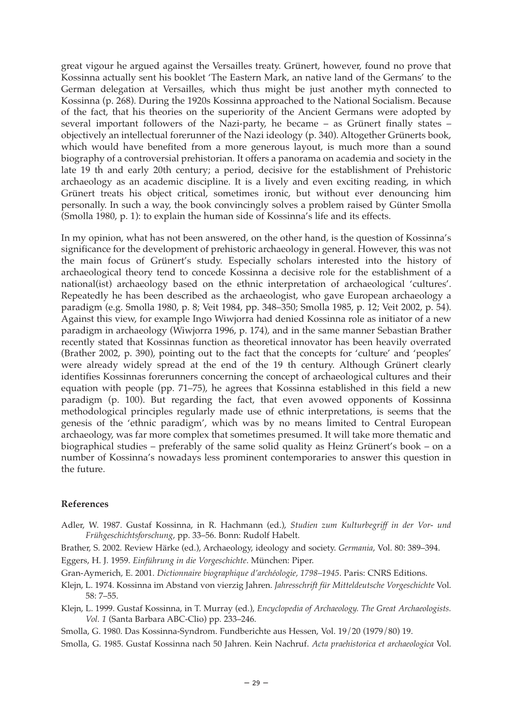great vigour he argued against the Versailles treaty. Grünert, however, found no prove that Kossinna actually sent his booklet 'The Eastern Mark, an native land of the Germans' to the German delegation at Versailles, which thus might be just another myth connected to Kossinna (p. 268). During the 1920s Kossinna approached to the National Socialism. Because of the fact, that his theories on the superiority of the Ancient Germans were adopted by several important followers of the Nazi-party, he became – as Grünert finally states – objectively an intellectual forerunner of the Nazi ideology (p. 340). Altogether Grünerts book, which would have benefited from a more generous layout, is much more than a sound biography of a controversial prehistorian. It offers a panorama on academia and society in the late 19 th and early 20th century; a period, decisive for the establishment of Prehistoric archaeology as an academic discipline. It is a lively and even exciting reading, in which Grünert treats his object critical, sometimes ironic, but without ever denouncing him personally. In such a way, the book convincingly solves a problem raised by Günter Smolla (Smolla 1980, p. 1): to explain the human side of Kossinna's life and its effects.

In my opinion, what has not been answered, on the other hand, is the question of Kossinna's significance for the development of prehistoric archaeology in general. However, this was not the main focus of Grünert's study. Especially scholars interested into the history of archaeological theory tend to concede Kossinna a decisive role for the establishment of a national(ist) archaeology based on the ethnic interpretation of archaeological 'cultures'. Repeatedly he has been described as the archaeologist, who gave European archaeology a paradigm (e.g. Smolla 1980, p. 8; Veit 1984, pp. 348–350; Smolla 1985, p. 12; Veit 2002, p. 54). Against this view, for example Ingo Wiwjorra had denied Kossinna role as initiator of a new paradigm in archaeology (Wiwjorra 1996, p. 174), and in the same manner Sebastian Brather recently stated that Kossinnas function as theoretical innovator has been heavily overrated (Brather 2002, p. 390), pointing out to the fact that the concepts for 'culture' and 'peoples' were already widely spread at the end of the 19 th century. Although Grünert clearly identifies Kossinnas forerunners concerning the concept of archaeological cultures and their equation with people (pp. 71–75), he agrees that Kossinna established in this field a new paradigm (p. 100). But regarding the fact, that even avowed opponents of Kossinna methodological principles regularly made use of ethnic interpretations, is seems that the genesis of the 'ethnic paradigm', which was by no means limited to Central European archaeology, was far more complex that sometimes presumed. It will take more thematic and biographical studies – preferably of the same solid quality as Heinz Grünert's book – on a number of Kossinna's nowadays less prominent contemporaries to answer this question in the future.

#### References

Adler, W. 1987. Gustaf Kossinna, in R. Hachmann (ed.), *Studien zum Kulturbegriff in der Vor- und Frühgeschichtsforschung*, pp. 33–56. Bonn: Rudolf Habelt.

Brather, S. 2002. Review Härke (ed.), Archaeology, ideology and society. *Germania*, Vol. 80: 389–394.

Eggers, H. J. 1959. *Einführung in die Vorgeschichte*. München: Piper.

Gran-Aymerich, E. 2001. *Dictionnaire biographique d'archéologie, 1798–1945*. Paris: CNRS Editions.

Klejn, L. 1974. Kossinna im Abstand von vierzig Jahren. *Jahresschrift für Mitteldeutsche Vorgeschichte* Vol. 58: 7–55.

Klejn, L. 1999. Gustaf Kossinna, in T. Murray (ed.), *Encyclopedia of Archaeology. The Great Archaeologists. Vol. 1* (Santa Barbara ABC-Clio) pp. 233–246.

Smolla, G. 1980. Das Kossinna-Syndrom. Fundberichte aus Hessen, Vol. 19/20 (1979/80) 19.

Smolla, G. 1985. Gustaf Kossinna nach 50 Jahren. Kein Nachruf. *Acta praehistorica et archaeologica* Vol.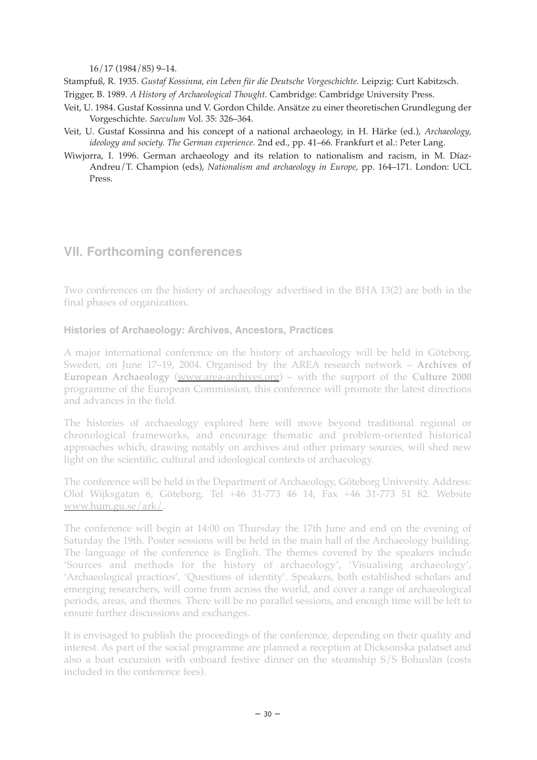16/17 (1984/85) 9–14.

Stampfuß, R. 1935. *Gustaf Kossinna, ein Leben für die Deutsche Vorgeschichte.* Leipzig: Curt Kabitzsch.

Trigger, B. 1989. *A History of Archaeological Thought*. Cambridge: Cambridge University Press.

Veit, U. 1984. Gustaf Kossinna und V. Gordon Childe. Ansätze zu einer theoretischen Grundlegung der Vorgeschichte. *Saeculum* Vol. 35: 326–364.

Veit, U. Gustaf Kossinna and his concept of a national archaeology, in H. Härke (ed.), *Archaeology, ideology and society. The German experience.* 2nd ed., pp. 41–66. Frankfurt et al.: Peter Lang.

Wiwjorra, I. 1996. German archaeology and its relation to nationalism and racism, in M. Díaz-Andreu/T. Champion (eds), *Nationalism and archaeology in Europe*, pp. 164–171. London: UCL Press.

## VII. Forthcoming conferences

Two conferences on the history of archaeology advertised in the BHA 13(2) are both in the final phases of organization.

### Histories of Archaeology: Archives, Ancestors, Practices

A major international conference on the history of archaeology will be held in Göteborg, Sweden, on June 17–19, 2004. Organised by the AREA research network – **Archives of European Archaeology** (www.area-archives.org) – with the support of the **Culture 2000** programme of the European Commission, this conference will promote the latest directions and advances in the field.

The histories of archaeology explored here will move beyond traditional regional or chronological frameworks, and encourage thematic and problem-oriented historical approaches which, drawing notably on archives and other primary sources, will shed new light on the scientific, cultural and ideological contexts of archaeology.

The conference will be held in the Department of Archaeology, Göteborg University. Address: Olof Wijksgatan 6, Göteborg. Tel +46 31-773 46 14, Fax +46 31-773 51 82. Website www.hum.gu.se/ark/.

The conference will begin at 14:00 on Thursday the 17th June and end on the evening of Saturday the 19th. Poster sessions will be held in the main hall of the Archaeology building. The language of the conference is English. The themes covered by the speakers include 'Sources and methods for the history of archaeology', 'Visualising archaeology', 'Archaeological practices', 'Questions of identity'. Speakers, both established scholars and emerging researchers, will come from across the world, and cover a range of archaeological periods, areas, and themes. There will be no parallel sessions, and enough time will be left to ensure further discussions and exchanges.

It is envisaged to publish the proceedings of the conference, depending on their quality and interest. As part of the social programme are planned a reception at Dicksonska palatset and also a boat excursion with onboard festive dinner on the steamship S/S Bohuslän (costs included in the conference fees).